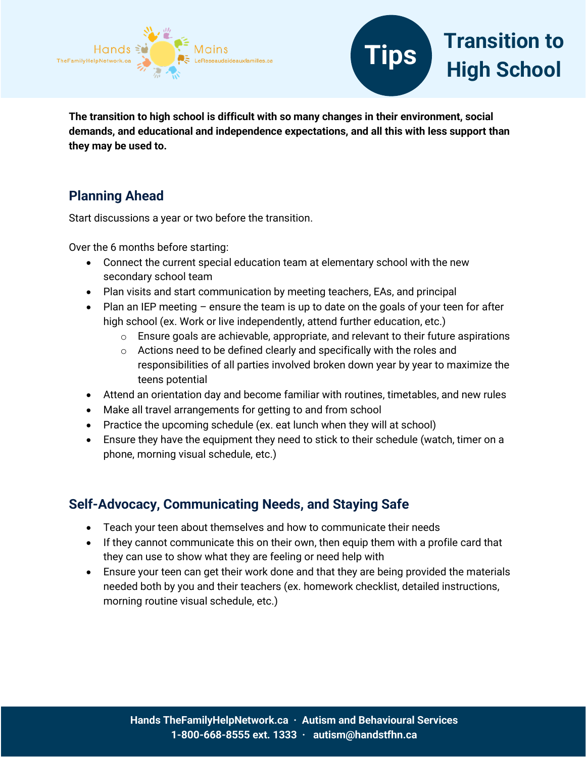Hands TheFamilyHelpNetwork.ca Mains LeReseaudaideauxfamilles.ca

# Tips Transition to High School

**The transition to high school is difficult with so many changes in their environment, social demands, and educational and independence expectations, and all this with less support than they may be used to.**

## Planning Ahead

Start discussions a year or two before the transition.

Over the 6 months before starting:

- Connect the current special education team at elementary school with the new secondary school team
- Plan visits and start communication by meeting teachers, EAs, and principal
- Plan an IEP meeting – ensure the team is up to date on the goals of your teen for after high school (ex. Work or live independently, attend further education, etc.)
  - Ensure goals are achievable, appropriate, and relevant to their future aspirations
  - Actions need to be defined clearly and specifically with the roles and responsibilities of all parties involved broken down year by year to maximize the teens potential
- Attend an orientation day and become familiar with routines, timetables, and new rules
- Make all travel arrangements for getting to and from school
- Practice the upcoming schedule (ex. eat lunch when they will at school)
- Ensure they have the equipment they need to stick to their schedule (watch, timer on a phone, morning visual schedule, etc.)

## Self-Advocacy, Communicating Needs, and Staying Safe

- Teach your teen about themselves and how to communicate their needs
- If they cannot communicate this on their own, then equip them with a profile card that they can use to show what they are feeling or need help with
- Ensure your teen can get their work done and that they are being provided the materials needed both by you and their teachers (ex. homework checklist, detailed instructions, morning routine visual schedule, etc.)

**Hands TheFamilyHelpNetwork.ca · Autism and Behavioural Services**
**1-800-668-8555 ext. 1333 · autism@handstfhn.ca**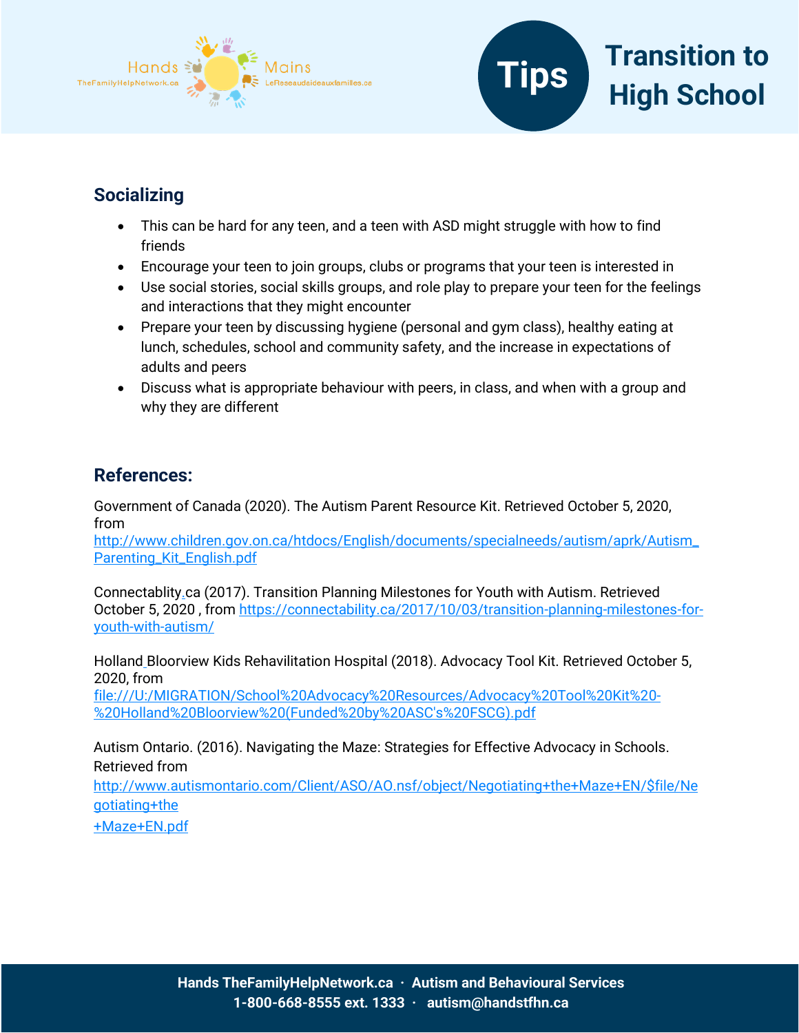## Socializing

- This can be hard for any teen, and a teen with ASD might struggle with how to find friends
- Encourage your teen to join groups, clubs or programs that your teen is interested in
- Use social stories, social skills groups, and role play to prepare your teen for the feelings and interactions that they might encounter
- Prepare your teen by discussing hygiene (personal and gym class), healthy eating at lunch, schedules, school and community safety, and the increase in expectations of adults and peers
- Discuss what is appropriate behaviour with peers, in class, and when with a group and why they are different

## References:

Government of Canada (2020). The Autism Parent Resource Kit. Retrieved October 5, 2020, from http://www.children.gov.on.ca/htdocs/English/documents/specialneeds/autism/aprk/Autism_Parenting_Kit_English.pdf

Connectablity.ca (2017). Transition Planning Milestones for Youth with Autism. Retrieved October 5, 2020 , from https://connectability.ca/2017/10/03/transition-planning-milestones-for-youth-with-autism/

Holland Bloorview Kids Rehavilitation Hospital (2018). Advocacy Tool Kit. Retrieved October 5, 2020, from file:///U:/MIGRATION/School%20Advocacy%20Resources/Advocacy%20Tool%20Kit%20-%20Holland%20Bloorview%20(Funded%20by%20ASC's%20FSCG).pdf

Autism Ontario. (2016). Navigating the Maze: Strategies for Effective Advocacy in Schools. Retrieved from http://www.autismontario.com/Client/ASO/AO.nsf/object/Negotiating+the+Maze+EN/$file/Negotiating+the+Maze+EN.pdf